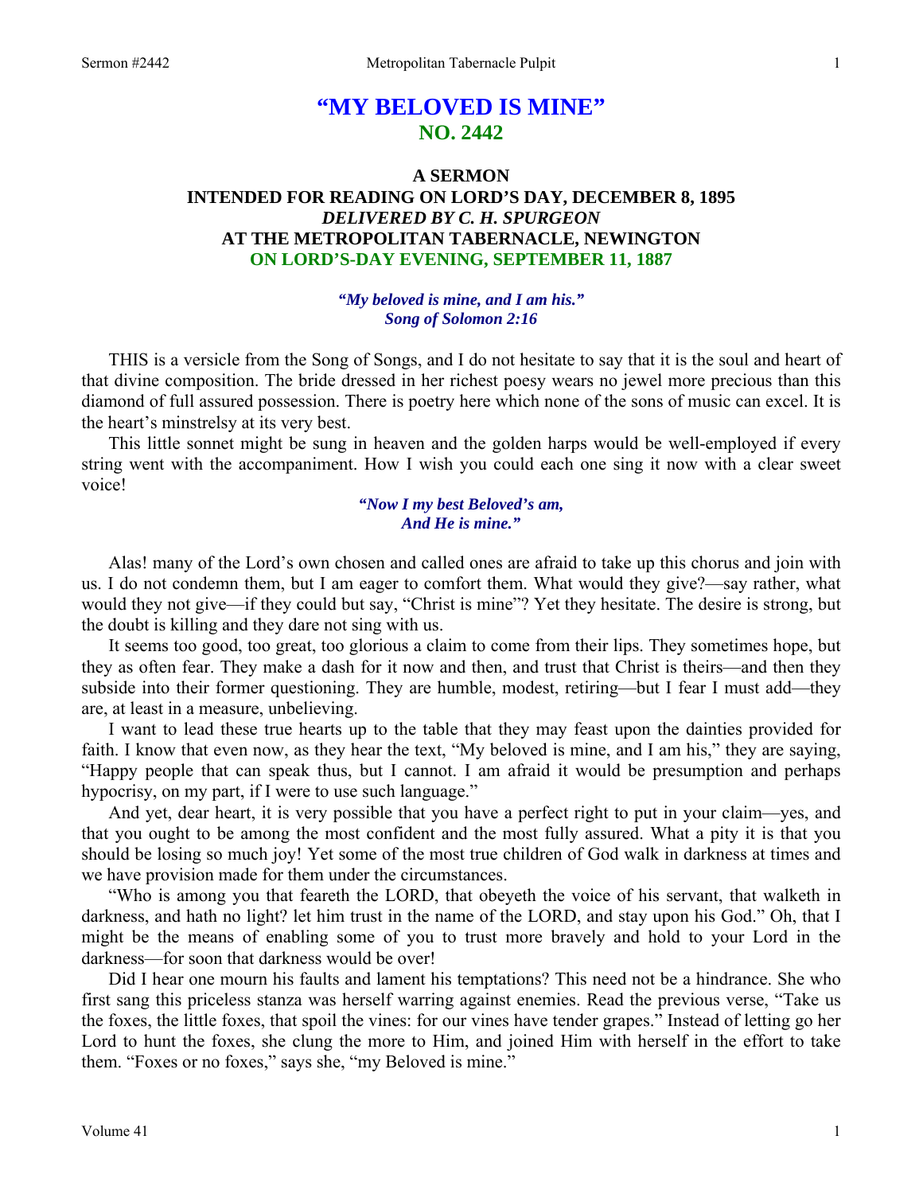# "MY BELOVED IS MINE"
## NO. 2442

### A SERMON
### INTENDED FOR READING ON LORD'S DAY, DECEMBER 8, 1895
### *DELIVERED BY C. H. SPURGEON*
### AT THE METROPOLITAN TABERNACLE, NEWINGTON
### ON LORD'S-DAY EVENING, SEPTEMBER 11, 1887

***"My beloved is mine, and I am his." Song of Solomon 2:16***

THIS is a versicle from the Song of Songs, and I do not hesitate to say that it is the soul and heart of that divine composition. The bride dressed in her richest poesy wears no jewel more precious than this diamond of full assured possession. There is poetry here which none of the sons of music can excel. It is the heart's minstrelsy at its very best.

This little sonnet might be sung in heaven and the golden harps would be well-employed if every string went with the accompaniment. How I wish you could each one sing it now with a clear sweet voice!

> ***"Now I my best Beloved's am,***
> ***And He is mine."***

Alas! many of the Lord's own chosen and called ones are afraid to take up this chorus and join with us. I do not condemn them, but I am eager to comfort them. What would they give?—say rather, what would they not give—if they could but say, "Christ is mine"? Yet they hesitate. The desire is strong, but the doubt is killing and they dare not sing with us.

It seems too good, too great, too glorious a claim to come from their lips. They sometimes hope, but they as often fear. They make a dash for it now and then, and trust that Christ is theirs—and then they subside into their former questioning. They are humble, modest, retiring—but I fear I must add—they are, at least in a measure, unbelieving.

I want to lead these true hearts up to the table that they may feast upon the dainties provided for faith. I know that even now, as they hear the text, "My beloved is mine, and I am his," they are saying, "Happy people that can speak thus, but I cannot. I am afraid it would be presumption and perhaps hypocrisy, on my part, if I were to use such language."

And yet, dear heart, it is very possible that you have a perfect right to put in your claim—yes, and that you ought to be among the most confident and the most fully assured. What a pity it is that you should be losing so much joy! Yet some of the most true children of God walk in darkness at times and we have provision made for them under the circumstances.

"Who is among you that feareth the LORD, that obeyeth the voice of his servant, that walketh in darkness, and hath no light? let him trust in the name of the LORD, and stay upon his God." Oh, that I might be the means of enabling some of you to trust more bravely and hold to your Lord in the darkness—for soon that darkness would be over!

Did I hear one mourn his faults and lament his temptations? This need not be a hindrance. She who first sang this priceless stanza was herself warring against enemies. Read the previous verse, "Take us the foxes, the little foxes, that spoil the vines: for our vines have tender grapes." Instead of letting go her Lord to hunt the foxes, she clung the more to Him, and joined Him with herself in the effort to take them. "Foxes or no foxes," says she, "my Beloved is mine."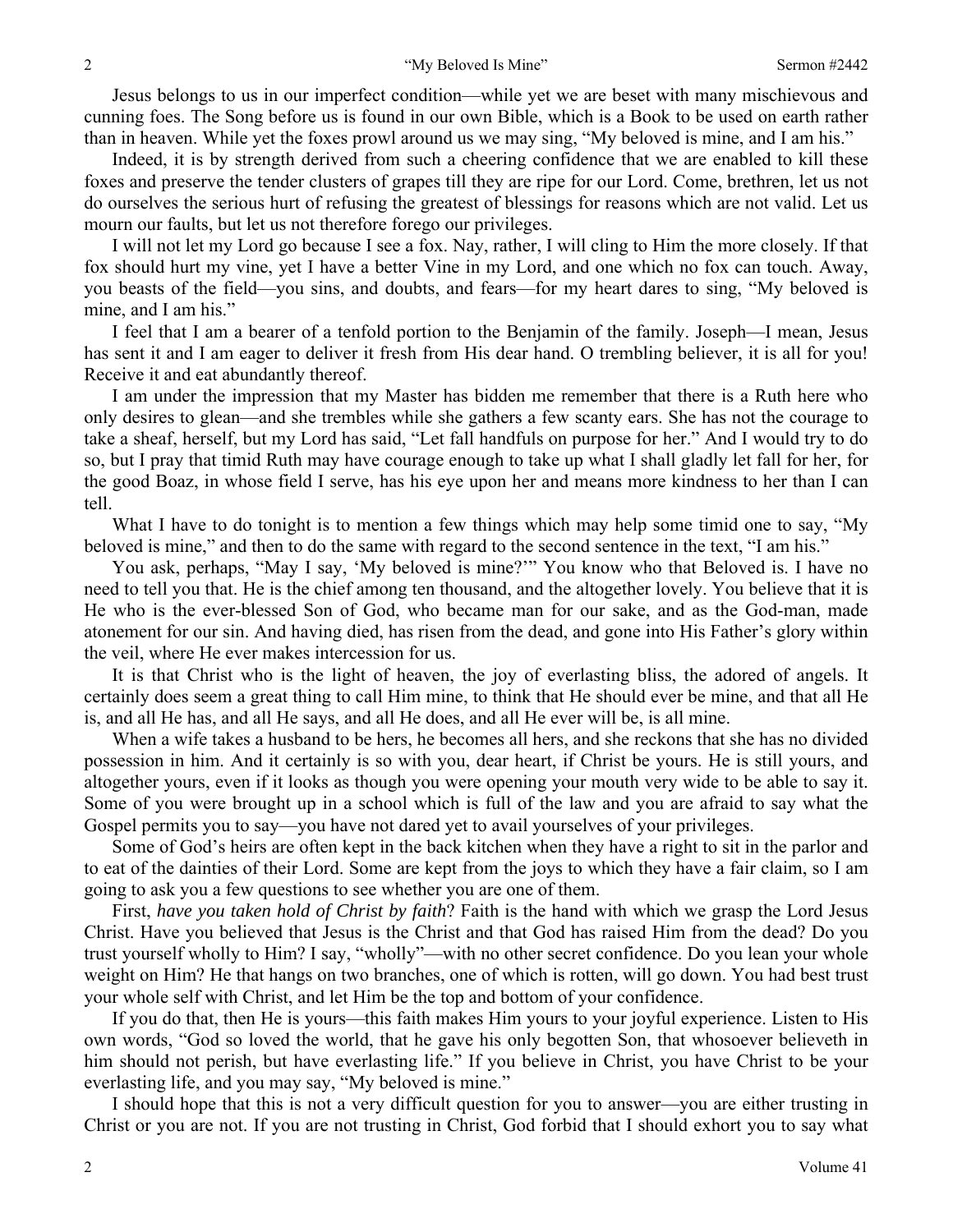Jesus belongs to us in our imperfect condition—while yet we are beset with many mischievous and cunning foes. The Song before us is found in our own Bible, which is a Book to be used on earth rather than in heaven. While yet the foxes prowl around us we may sing, "My beloved is mine, and I am his."

Indeed, it is by strength derived from such a cheering confidence that we are enabled to kill these foxes and preserve the tender clusters of grapes till they are ripe for our Lord. Come, brethren, let us not do ourselves the serious hurt of refusing the greatest of blessings for reasons which are not valid. Let us mourn our faults, but let us not therefore forego our privileges.

I will not let my Lord go because I see a fox. Nay, rather, I will cling to Him the more closely. If that fox should hurt my vine, yet I have a better Vine in my Lord, and one which no fox can touch. Away, you beasts of the field—you sins, and doubts, and fears—for my heart dares to sing, "My beloved is mine, and I am his."

I feel that I am a bearer of a tenfold portion to the Benjamin of the family. Joseph—I mean, Jesus has sent it and I am eager to deliver it fresh from His dear hand. O trembling believer, it is all for you! Receive it and eat abundantly thereof.

I am under the impression that my Master has bidden me remember that there is a Ruth here who only desires to glean—and she trembles while she gathers a few scanty ears. She has not the courage to take a sheaf, herself, but my Lord has said, "Let fall handfuls on purpose for her." And I would try to do so, but I pray that timid Ruth may have courage enough to take up what I shall gladly let fall for her, for the good Boaz, in whose field I serve, has his eye upon her and means more kindness to her than I can tell.

What I have to do tonight is to mention a few things which may help some timid one to say, "My beloved is mine," and then to do the same with regard to the second sentence in the text, "I am his."

You ask, perhaps, "May I say, 'My beloved is mine?'" You know who that Beloved is. I have no need to tell you that. He is the chief among ten thousand, and the altogether lovely. You believe that it is He who is the ever-blessed Son of God, who became man for our sake, and as the God-man, made atonement for our sin. And having died, has risen from the dead, and gone into His Father's glory within the veil, where He ever makes intercession for us.

It is that Christ who is the light of heaven, the joy of everlasting bliss, the adored of angels. It certainly does seem a great thing to call Him mine, to think that He should ever be mine, and that all He is, and all He has, and all He says, and all He does, and all He ever will be, is all mine.

When a wife takes a husband to be hers, he becomes all hers, and she reckons that she has no divided possession in him. And it certainly is so with you, dear heart, if Christ be yours. He is still yours, and altogether yours, even if it looks as though you were opening your mouth very wide to be able to say it. Some of you were brought up in a school which is full of the law and you are afraid to say what the Gospel permits you to say—you have not dared yet to avail yourselves of your privileges.

Some of God's heirs are often kept in the back kitchen when they have a right to sit in the parlor and to eat of the dainties of their Lord. Some are kept from the joys to which they have a fair claim, so I am going to ask you a few questions to see whether you are one of them.

First, *have you taken hold of Christ by faith*? Faith is the hand with which we grasp the Lord Jesus Christ. Have you believed that Jesus is the Christ and that God has raised Him from the dead? Do you trust yourself wholly to Him? I say, "wholly"—with no other secret confidence. Do you lean your whole weight on Him? He that hangs on two branches, one of which is rotten, will go down. You had best trust your whole self with Christ, and let Him be the top and bottom of your confidence.

If you do that, then He is yours—this faith makes Him yours to your joyful experience. Listen to His own words, "God so loved the world, that he gave his only begotten Son, that whosoever believeth in him should not perish, but have everlasting life." If you believe in Christ, you have Christ to be your everlasting life, and you may say, "My beloved is mine."

I should hope that this is not a very difficult question for you to answer—you are either trusting in Christ or you are not. If you are not trusting in Christ, God forbid that I should exhort you to say what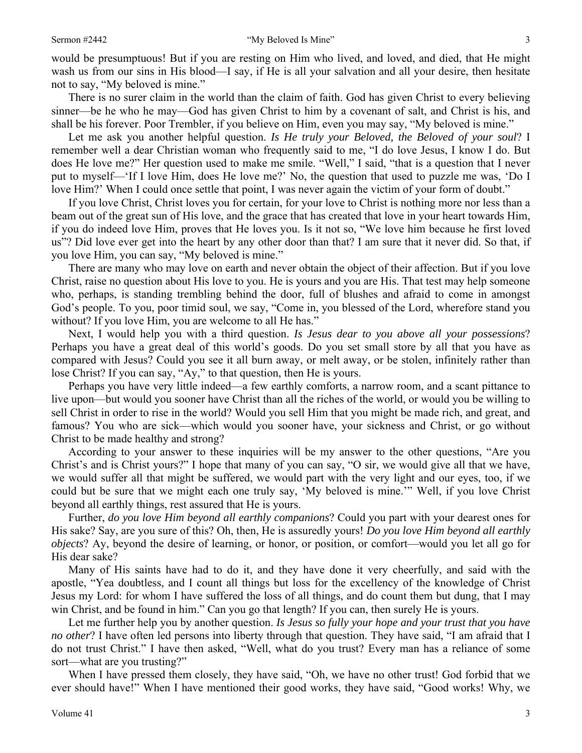would be presumptuous! But if you are resting on Him who lived, and loved, and died, that He might wash us from our sins in His blood—I say, if He is all your salvation and all your desire, then hesitate not to say, "My beloved is mine."

There is no surer claim in the world than the claim of faith. God has given Christ to every believing sinner—be he who he may—God has given Christ to him by a covenant of salt, and Christ is his, and shall be his forever. Poor Trembler, if you believe on Him, even you may say, "My beloved is mine."

Let me ask you another helpful question. *Is He truly your Beloved, the Beloved of your soul*? I remember well a dear Christian woman who frequently said to me, "I do love Jesus, I know I do. But does He love me?" Her question used to make me smile. "Well," I said, "that is a question that I never put to myself—'If I love Him, does He love me?' No, the question that used to puzzle me was, 'Do I love Him?' When I could once settle that point, I was never again the victim of your form of doubt."

If you love Christ, Christ loves you for certain, for your love to Christ is nothing more nor less than a beam out of the great sun of His love, and the grace that has created that love in your heart towards Him, if you do indeed love Him, proves that He loves you. Is it not so, "We love him because he first loved us"? Did love ever get into the heart by any other door than that? I am sure that it never did. So that, if you love Him, you can say, "My beloved is mine."

There are many who may love on earth and never obtain the object of their affection. But if you love Christ, raise no question about His love to you. He is yours and you are His. That test may help someone who, perhaps, is standing trembling behind the door, full of blushes and afraid to come in amongst God's people. To you, poor timid soul, we say, "Come in, you blessed of the Lord, wherefore stand you without? If you love Him, you are welcome to all He has."

Next, I would help you with a third question. *Is Jesus dear to you above all your possessions*? Perhaps you have a great deal of this world's goods. Do you set small store by all that you have as compared with Jesus? Could you see it all burn away, or melt away, or be stolen, infinitely rather than lose Christ? If you can say, "Ay," to that question, then He is yours.

Perhaps you have very little indeed—a few earthly comforts, a narrow room, and a scant pittance to live upon—but would you sooner have Christ than all the riches of the world, or would you be willing to sell Christ in order to rise in the world? Would you sell Him that you might be made rich, and great, and famous? You who are sick—which would you sooner have, your sickness and Christ, or go without Christ to be made healthy and strong?

According to your answer to these inquiries will be my answer to the other questions, "Are you Christ's and is Christ yours?" I hope that many of you can say, "O sir, we would give all that we have, we would suffer all that might be suffered, we would part with the very light and our eyes, too, if we could but be sure that we might each one truly say, 'My beloved is mine.'" Well, if you love Christ beyond all earthly things, rest assured that He is yours.

Further, *do you love Him beyond all earthly companions*? Could you part with your dearest ones for His sake? Say, are you sure of this? Oh, then, He is assuredly yours! *Do you love Him beyond all earthly objects*? Ay, beyond the desire of learning, or honor, or position, or comfort—would you let all go for His dear sake?

Many of His saints have had to do it, and they have done it very cheerfully, and said with the apostle, "Yea doubtless, and I count all things but loss for the excellency of the knowledge of Christ Jesus my Lord: for whom I have suffered the loss of all things, and do count them but dung, that I may win Christ, and be found in him." Can you go that length? If you can, then surely He is yours.

Let me further help you by another question. *Is Jesus so fully your hope and your trust that you have no other*? I have often led persons into liberty through that question. They have said, "I am afraid that I do not trust Christ." I have then asked, "Well, what do you trust? Every man has a reliance of some sort—what are you trusting?"

When I have pressed them closely, they have said, "Oh, we have no other trust! God forbid that we ever should have!" When I have mentioned their good works, they have said, "Good works! Why, we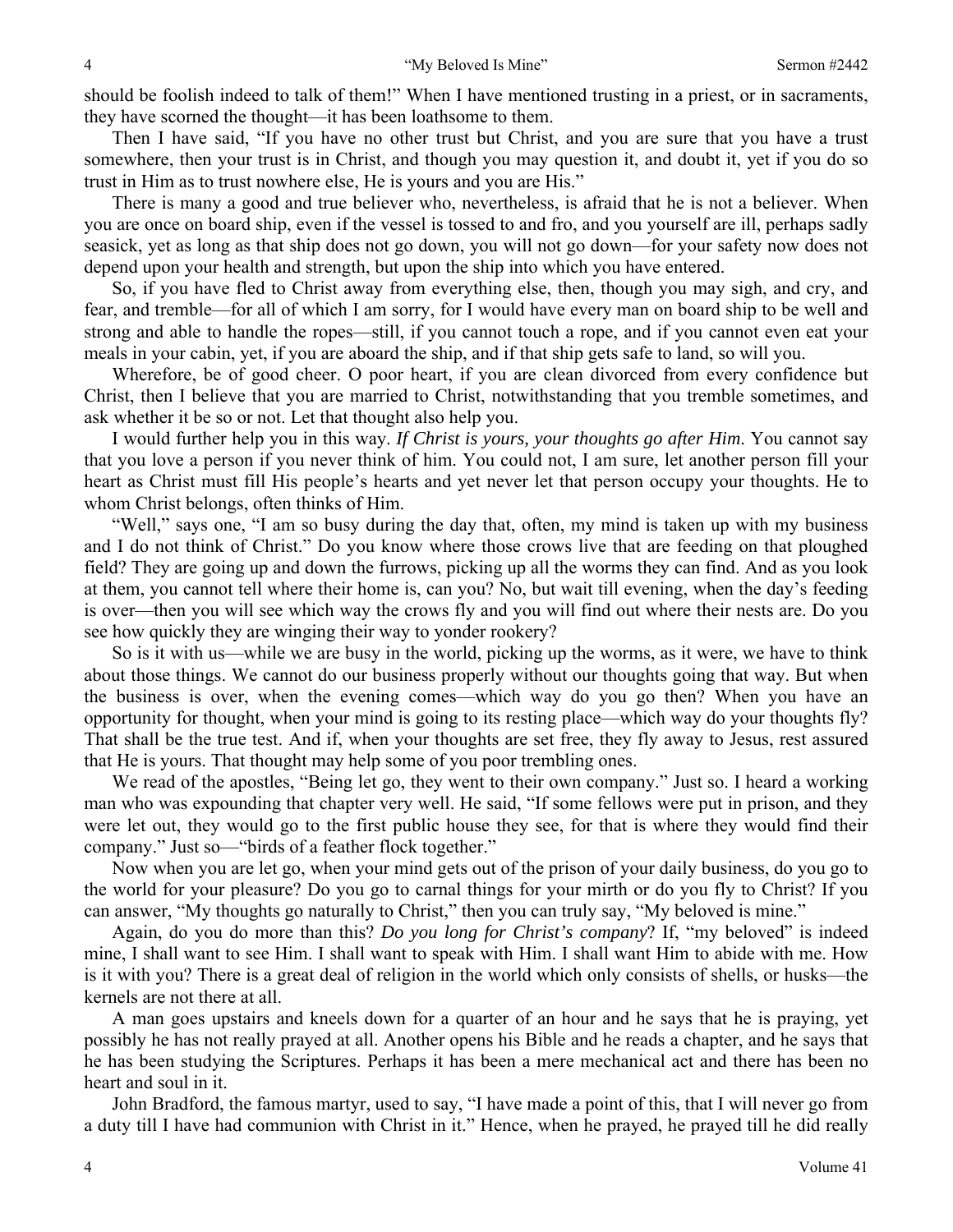should be foolish indeed to talk of them!" When I have mentioned trusting in a priest, or in sacraments, they have scorned the thought—it has been loathsome to them.

Then I have said, "If you have no other trust but Christ, and you are sure that you have a trust somewhere, then your trust is in Christ, and though you may question it, and doubt it, yet if you do so trust in Him as to trust nowhere else, He is yours and you are His."

There is many a good and true believer who, nevertheless, is afraid that he is not a believer. When you are once on board ship, even if the vessel is tossed to and fro, and you yourself are ill, perhaps sadly seasick, yet as long as that ship does not go down, you will not go down—for your safety now does not depend upon your health and strength, but upon the ship into which you have entered.

So, if you have fled to Christ away from everything else, then, though you may sigh, and cry, and fear, and tremble—for all of which I am sorry, for I would have every man on board ship to be well and strong and able to handle the ropes—still, if you cannot touch a rope, and if you cannot even eat your meals in your cabin, yet, if you are aboard the ship, and if that ship gets safe to land, so will you.

Wherefore, be of good cheer. O poor heart, if you are clean divorced from every confidence but Christ, then I believe that you are married to Christ, notwithstanding that you tremble sometimes, and ask whether it be so or not. Let that thought also help you.

I would further help you in this way. *If Christ is yours, your thoughts go after Him*. You cannot say that you love a person if you never think of him. You could not, I am sure, let another person fill your heart as Christ must fill His people's hearts and yet never let that person occupy your thoughts. He to whom Christ belongs, often thinks of Him.

"Well," says one, "I am so busy during the day that, often, my mind is taken up with my business and I do not think of Christ." Do you know where those crows live that are feeding on that ploughed field? They are going up and down the furrows, picking up all the worms they can find. And as you look at them, you cannot tell where their home is, can you? No, but wait till evening, when the day's feeding is over—then you will see which way the crows fly and you will find out where their nests are. Do you see how quickly they are winging their way to yonder rookery?

So is it with us—while we are busy in the world, picking up the worms, as it were, we have to think about those things. We cannot do our business properly without our thoughts going that way. But when the business is over, when the evening comes—which way do you go then? When you have an opportunity for thought, when your mind is going to its resting place—which way do your thoughts fly? That shall be the true test. And if, when your thoughts are set free, they fly away to Jesus, rest assured that He is yours. That thought may help some of you poor trembling ones.

We read of the apostles, "Being let go, they went to their own company." Just so. I heard a working man who was expounding that chapter very well. He said, "If some fellows were put in prison, and they were let out, they would go to the first public house they see, for that is where they would find their company." Just so—"birds of a feather flock together."

Now when you are let go, when your mind gets out of the prison of your daily business, do you go to the world for your pleasure? Do you go to carnal things for your mirth or do you fly to Christ? If you can answer, "My thoughts go naturally to Christ," then you can truly say, "My beloved is mine."

Again, do you do more than this? *Do you long for Christ's company*? If, "my beloved" is indeed mine, I shall want to see Him. I shall want to speak with Him. I shall want Him to abide with me. How is it with you? There is a great deal of religion in the world which only consists of shells, or husks—the kernels are not there at all.

A man goes upstairs and kneels down for a quarter of an hour and he says that he is praying, yet possibly he has not really prayed at all. Another opens his Bible and he reads a chapter, and he says that he has been studying the Scriptures. Perhaps it has been a mere mechanical act and there has been no heart and soul in it.

John Bradford, the famous martyr, used to say, "I have made a point of this, that I will never go from a duty till I have had communion with Christ in it." Hence, when he prayed, he prayed till he did really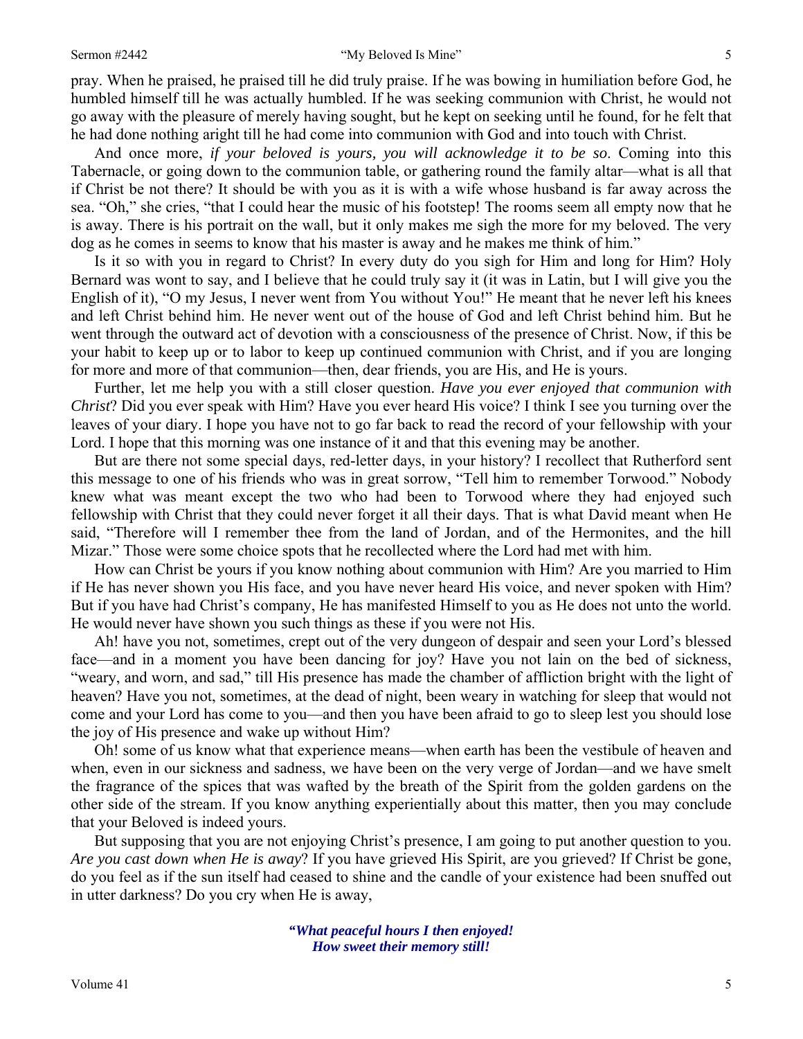pray. When he praised, he praised till he did truly praise. If he was bowing in humiliation before God, he humbled himself till he was actually humbled. If he was seeking communion with Christ, he would not go away with the pleasure of merely having sought, but he kept on seeking until he found, for he felt that he had done nothing aright till he had come into communion with God and into touch with Christ.

And once more, *if your beloved is yours, you will acknowledge it to be so*. Coming into this Tabernacle, or going down to the communion table, or gathering round the family altar—what is all that if Christ be not there? It should be with you as it is with a wife whose husband is far away across the sea. "Oh," she cries, "that I could hear the music of his footstep! The rooms seem all empty now that he is away. There is his portrait on the wall, but it only makes me sigh the more for my beloved. The very dog as he comes in seems to know that his master is away and he makes me think of him."

Is it so with you in regard to Christ? In every duty do you sigh for Him and long for Him? Holy Bernard was wont to say, and I believe that he could truly say it (it was in Latin, but I will give you the English of it), "O my Jesus, I never went from You without You!" He meant that he never left his knees and left Christ behind him. He never went out of the house of God and left Christ behind him. But he went through the outward act of devotion with a consciousness of the presence of Christ. Now, if this be your habit to keep up or to labor to keep up continued communion with Christ, and if you are longing for more and more of that communion—then, dear friends, you are His, and He is yours.

Further, let me help you with a still closer question. *Have you ever enjoyed that communion with Christ*? Did you ever speak with Him? Have you ever heard His voice? I think I see you turning over the leaves of your diary. I hope you have not to go far back to read the record of your fellowship with your Lord. I hope that this morning was one instance of it and that this evening may be another.

But are there not some special days, red-letter days, in your history? I recollect that Rutherford sent this message to one of his friends who was in great sorrow, "Tell him to remember Torwood." Nobody knew what was meant except the two who had been to Torwood where they had enjoyed such fellowship with Christ that they could never forget it all their days. That is what David meant when He said, "Therefore will I remember thee from the land of Jordan, and of the Hermonites, and the hill Mizar." Those were some choice spots that he recollected where the Lord had met with him.

How can Christ be yours if you know nothing about communion with Him? Are you married to Him if He has never shown you His face, and you have never heard His voice, and never spoken with Him? But if you have had Christ's company, He has manifested Himself to you as He does not unto the world. He would never have shown you such things as these if you were not His.

Ah! have you not, sometimes, crept out of the very dungeon of despair and seen your Lord's blessed face—and in a moment you have been dancing for joy? Have you not lain on the bed of sickness, "weary, and worn, and sad," till His presence has made the chamber of affliction bright with the light of heaven? Have you not, sometimes, at the dead of night, been weary in watching for sleep that would not come and your Lord has come to you—and then you have been afraid to go to sleep lest you should lose the joy of His presence and wake up without Him?

Oh! some of us know what that experience means—when earth has been the vestibule of heaven and when, even in our sickness and sadness, we have been on the very verge of Jordan—and we have smelt the fragrance of the spices that was wafted by the breath of the Spirit from the golden gardens on the other side of the stream. If you know anything experientially about this matter, then you may conclude that your Beloved is indeed yours.

But supposing that you are not enjoying Christ's presence, I am going to put another question to you. *Are you cast down when He is away*? If you have grieved His Spirit, are you grieved? If Christ be gone, do you feel as if the sun itself had ceased to shine and the candle of your existence had been snuffed out in utter darkness? Do you cry when He is away,

> ***"What peaceful hours I then enjoyed!***
> ***How sweet their memory still!***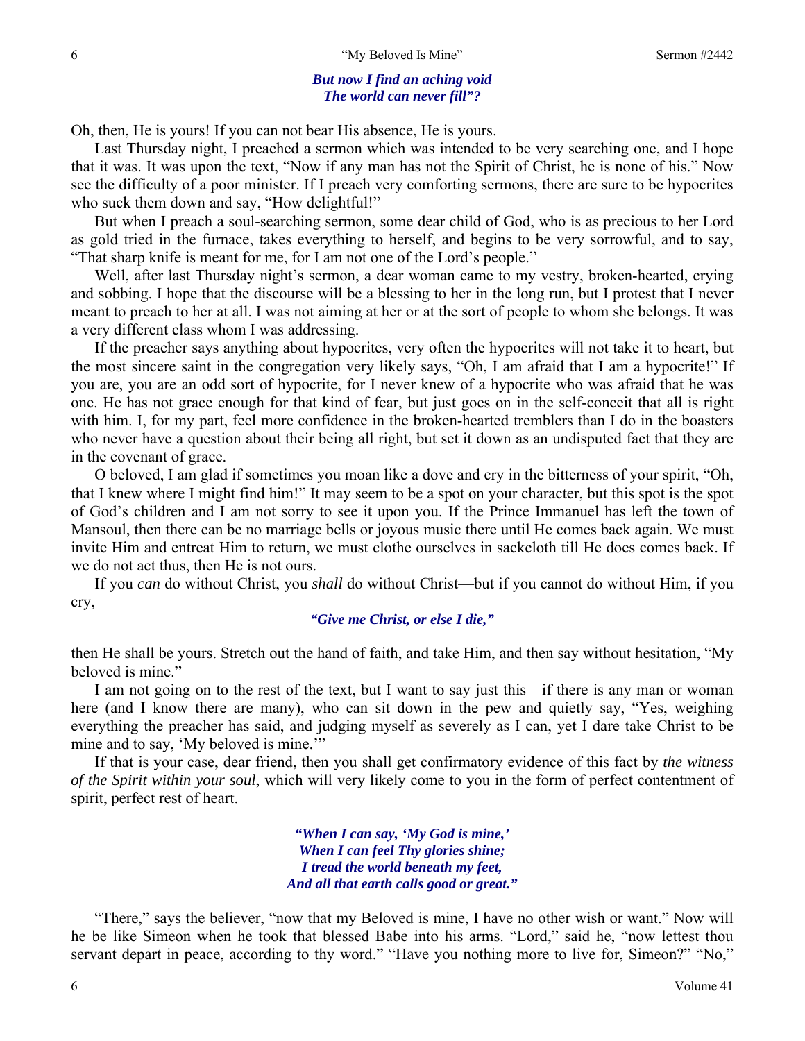*But now I find an aching void*
*The world can never fill"?*

Oh, then, He is yours! If you can not bear His absence, He is yours.

Last Thursday night, I preached a sermon which was intended to be very searching one, and I hope that it was. It was upon the text, "Now if any man has not the Spirit of Christ, he is none of his." Now see the difficulty of a poor minister. If I preach very comforting sermons, there are sure to be hypocrites who suck them down and say, "How delightful!"

But when I preach a soul-searching sermon, some dear child of God, who is as precious to her Lord as gold tried in the furnace, takes everything to herself, and begins to be very sorrowful, and to say, "That sharp knife is meant for me, for I am not one of the Lord's people."

Well, after last Thursday night's sermon, a dear woman came to my vestry, broken-hearted, crying and sobbing. I hope that the discourse will be a blessing to her in the long run, but I protest that I never meant to preach to her at all. I was not aiming at her or at the sort of people to whom she belongs. It was a very different class whom I was addressing.

If the preacher says anything about hypocrites, very often the hypocrites will not take it to heart, but the most sincere saint in the congregation very likely says, "Oh, I am afraid that I am a hypocrite!" If you are, you are an odd sort of hypocrite, for I never knew of a hypocrite who was afraid that he was one. He has not grace enough for that kind of fear, but just goes on in the self-conceit that all is right with him. I, for my part, feel more confidence in the broken-hearted tremblers than I do in the boasters who never have a question about their being all right, but set it down as an undisputed fact that they are in the covenant of grace.

O beloved, I am glad if sometimes you moan like a dove and cry in the bitterness of your spirit, "Oh, that I knew where I might find him!" It may seem to be a spot on your character, but this spot is the spot of God's children and I am not sorry to see it upon you. If the Prince Immanuel has left the town of Mansoul, then there can be no marriage bells or joyous music there until He comes back again. We must invite Him and entreat Him to return, we must clothe ourselves in sackcloth till He does comes back. If we do not act thus, then He is not ours.

If you *can* do without Christ, you *shall* do without Christ—but if you cannot do without Him, if you cry,

*"Give me Christ, or else I die,"*

then He shall be yours. Stretch out the hand of faith, and take Him, and then say without hesitation, "My beloved is mine."

I am not going on to the rest of the text, but I want to say just this—if there is any man or woman here (and I know there are many), who can sit down in the pew and quietly say, "Yes, weighing everything the preacher has said, and judging myself as severely as I can, yet I dare take Christ to be mine and to say, 'My beloved is mine.'"

If that is your case, dear friend, then you shall get confirmatory evidence of this fact by *the witness of the Spirit within your soul*, which will very likely come to you in the form of perfect contentment of spirit, perfect rest of heart.

*"When I can say, 'My God is mine,'*
*When I can feel Thy glories shine;*
*I tread the world beneath my feet,*
*And all that earth calls good or great."*

"There," says the believer, "now that my Beloved is mine, I have no other wish or want." Now will he be like Simeon when he took that blessed Babe into his arms. "Lord," said he, "now lettest thou servant depart in peace, according to thy word." "Have you nothing more to live for, Simeon?" "No,"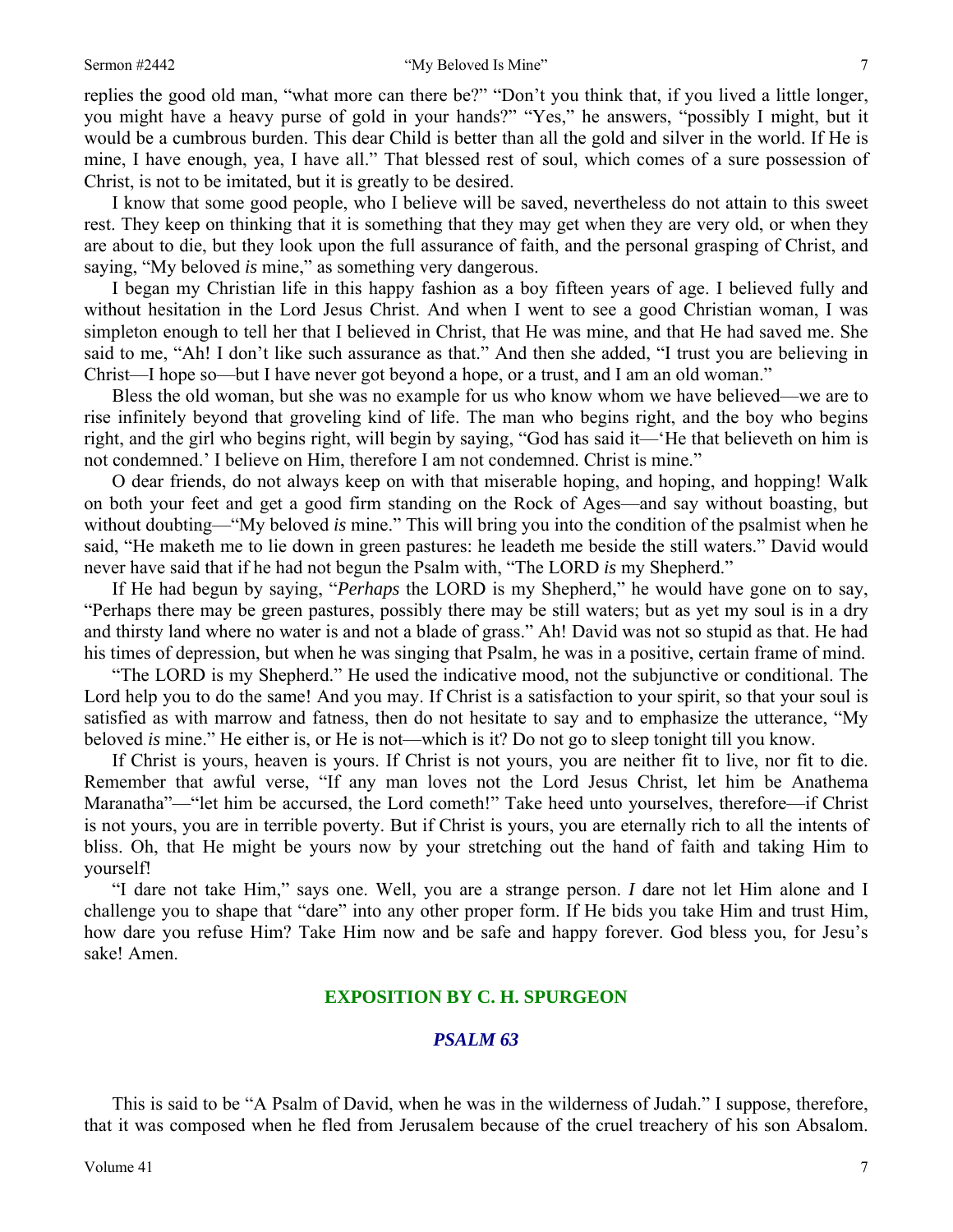replies the good old man, "what more can there be?" "Don't you think that, if you lived a little longer, you might have a heavy purse of gold in your hands?" "Yes," he answers, "possibly I might, but it would be a cumbrous burden. This dear Child is better than all the gold and silver in the world. If He is mine, I have enough, yea, I have all." That blessed rest of soul, which comes of a sure possession of Christ, is not to be imitated, but it is greatly to be desired.

I know that some good people, who I believe will be saved, nevertheless do not attain to this sweet rest. They keep on thinking that it is something that they may get when they are very old, or when they are about to die, but they look upon the full assurance of faith, and the personal grasping of Christ, and saying, "My beloved *is* mine," as something very dangerous.

I began my Christian life in this happy fashion as a boy fifteen years of age. I believed fully and without hesitation in the Lord Jesus Christ. And when I went to see a good Christian woman, I was simpleton enough to tell her that I believed in Christ, that He was mine, and that He had saved me. She said to me, "Ah! I don't like such assurance as that." And then she added, "I trust you are believing in Christ—I hope so—but I have never got beyond a hope, or a trust, and I am an old woman."

Bless the old woman, but she was no example for us who know whom we have believed—we are to rise infinitely beyond that groveling kind of life. The man who begins right, and the boy who begins right, and the girl who begins right, will begin by saying, "God has said it—'He that believeth on him is not condemned.' I believe on Him, therefore I am not condemned. Christ is mine."

O dear friends, do not always keep on with that miserable hoping, and hoping, and hopping! Walk on both your feet and get a good firm standing on the Rock of Ages—and say without boasting, but without doubting—"My beloved *is* mine." This will bring you into the condition of the psalmist when he said, "He maketh me to lie down in green pastures: he leadeth me beside the still waters." David would never have said that if he had not begun the Psalm with, "The LORD *is* my Shepherd."

If He had begun by saying, "*Perhaps* the LORD is my Shepherd," he would have gone on to say, "Perhaps there may be green pastures, possibly there may be still waters; but as yet my soul is in a dry and thirsty land where no water is and not a blade of grass." Ah! David was not so stupid as that. He had his times of depression, but when he was singing that Psalm, he was in a positive, certain frame of mind.

"The LORD is my Shepherd." He used the indicative mood, not the subjunctive or conditional. The Lord help you to do the same! And you may. If Christ is a satisfaction to your spirit, so that your soul is satisfied as with marrow and fatness, then do not hesitate to say and to emphasize the utterance, "My beloved *is* mine." He either is, or He is not—which is it? Do not go to sleep tonight till you know.

If Christ is yours, heaven is yours. If Christ is not yours, you are neither fit to live, nor fit to die. Remember that awful verse, "If any man loves not the Lord Jesus Christ, let him be Anathema Maranatha"—"let him be accursed, the Lord cometh!" Take heed unto yourselves, therefore—if Christ is not yours, you are in terrible poverty. But if Christ is yours, you are eternally rich to all the intents of bliss. Oh, that He might be yours now by your stretching out the hand of faith and taking Him to yourself!

"I dare not take Him," says one. Well, you are a strange person. *I* dare not let Him alone and I challenge you to shape that "dare" into any other proper form. If He bids you take Him and trust Him, how dare you refuse Him? Take Him now and be safe and happy forever. God bless you, for Jesu's sake! Amen.

## EXPOSITION BY C. H. SPURGEON

### *PSALM 63*

This is said to be "A Psalm of David, when he was in the wilderness of Judah." I suppose, therefore, that it was composed when he fled from Jerusalem because of the cruel treachery of his son Absalom.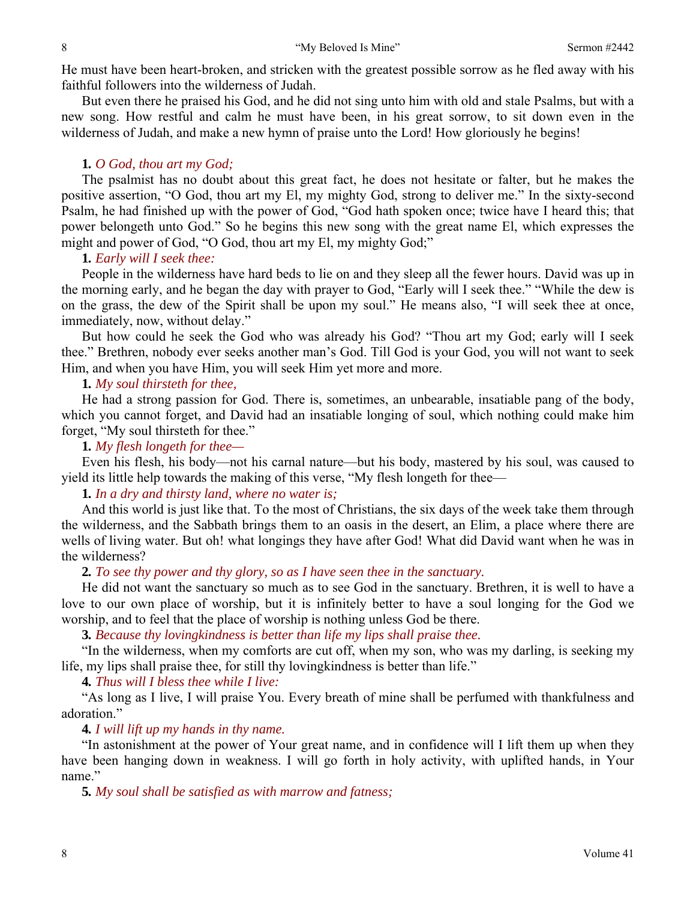He must have been heart-broken, and stricken with the greatest possible sorrow as he fled away with his faithful followers into the wilderness of Judah.

But even there he praised his God, and he did not sing unto him with old and stale Psalms, but with a new song. How restful and calm he must have been, in his great sorrow, to sit down even in the wilderness of Judah, and make a new hymn of praise unto the Lord! How gloriously he begins!

**1.** *O God, thou art my God;*

The psalmist has no doubt about this great fact, he does not hesitate or falter, but he makes the positive assertion, "O God, thou art my El, my mighty God, strong to deliver me." In the sixty-second Psalm, he had finished up with the power of God, "God hath spoken once; twice have I heard this; that power belongeth unto God." So he begins this new song with the great name El, which expresses the might and power of God, "O God, thou art my El, my mighty God;"

**1.** *Early will I seek thee:*

People in the wilderness have hard beds to lie on and they sleep all the fewer hours. David was up in the morning early, and he began the day with prayer to God, "Early will I seek thee." "While the dew is on the grass, the dew of the Spirit shall be upon my soul." He means also, "I will seek thee at once, immediately, now, without delay."

But how could he seek the God who was already his God? "Thou art my God; early will I seek thee." Brethren, nobody ever seeks another man's God. Till God is your God, you will not want to seek Him, and when you have Him, you will seek Him yet more and more.

**1.** *My soul thirsteth for thee,*

He had a strong passion for God. There is, sometimes, an unbearable, insatiable pang of the body, which you cannot forget, and David had an insatiable longing of soul, which nothing could make him forget, "My soul thirsteth for thee."

**1.** *My flesh longeth for thee—*

Even his flesh, his body—not his carnal nature—but his body, mastered by his soul, was caused to yield its little help towards the making of this verse, "My flesh longeth for thee—

**1.** *In a dry and thirsty land, where no water is;*

And this world is just like that. To the most of Christians, the six days of the week take them through the wilderness, and the Sabbath brings them to an oasis in the desert, an Elim, a place where there are wells of living water. But oh! what longings they have after God! What did David want when he was in the wilderness?

**2.** *To see thy power and thy glory, so as I have seen thee in the sanctuary.*

He did not want the sanctuary so much as to see God in the sanctuary. Brethren, it is well to have a love to our own place of worship, but it is infinitely better to have a soul longing for the God we worship, and to feel that the place of worship is nothing unless God be there.

**3.** *Because thy lovingkindness is better than life my lips shall praise thee.*

"In the wilderness, when my comforts are cut off, when my son, who was my darling, is seeking my life, my lips shall praise thee, for still thy lovingkindness is better than life."

**4.** *Thus will I bless thee while I live:*

"As long as I live, I will praise You. Every breath of mine shall be perfumed with thankfulness and adoration."

**4.** *I will lift up my hands in thy name.*

"In astonishment at the power of Your great name, and in confidence will I lift them up when they have been hanging down in weakness. I will go forth in holy activity, with uplifted hands, in Your name."

**5.** *My soul shall be satisfied as with marrow and fatness;*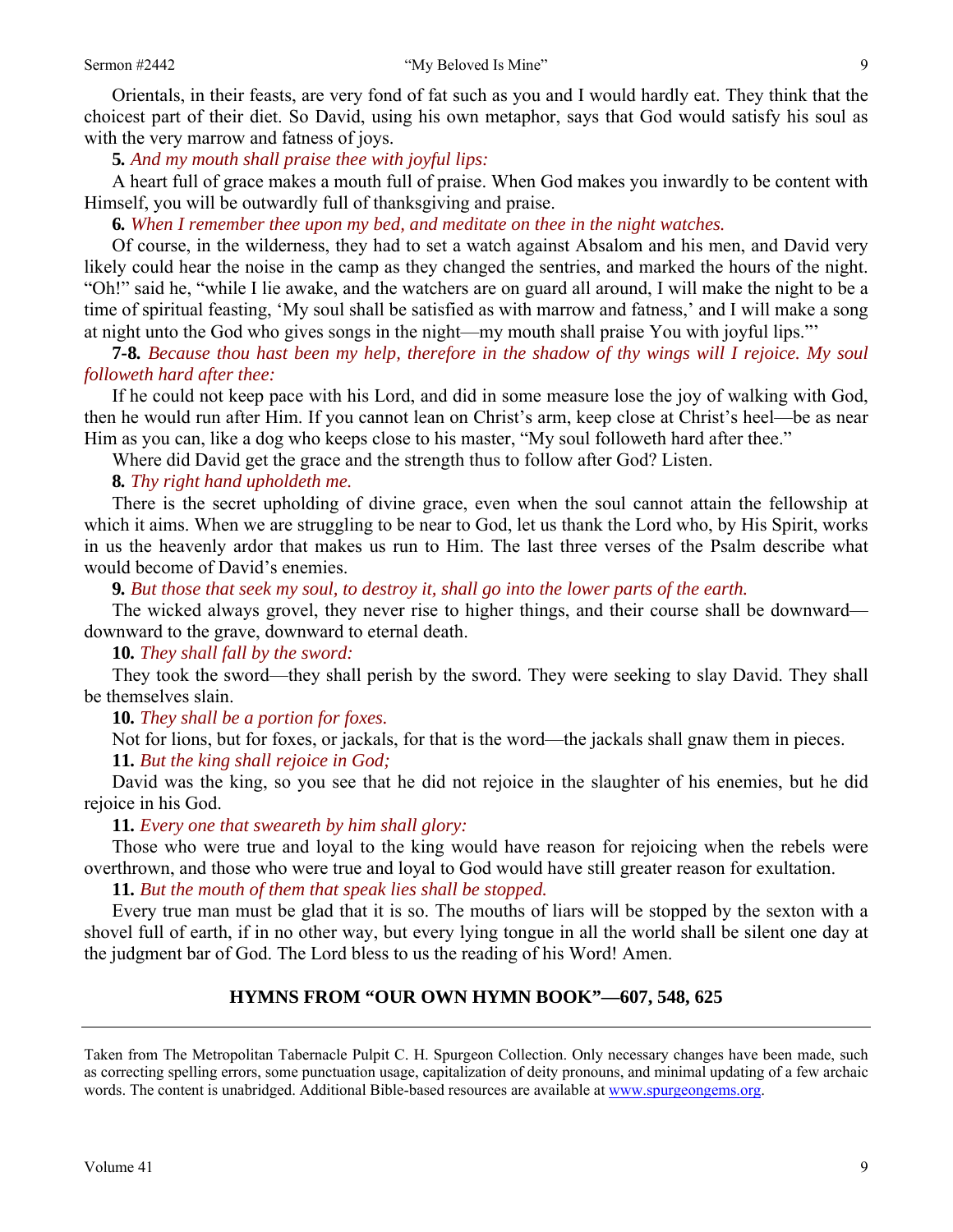Orientals, in their feasts, are very fond of fat such as you and I would hardly eat. They think that the choicest part of their diet. So David, using his own metaphor, says that God would satisfy his soul as with the very marrow and fatness of joys.

**5.** *And my mouth shall praise thee with joyful lips:*

A heart full of grace makes a mouth full of praise. When God makes you inwardly to be content with Himself, you will be outwardly full of thanksgiving and praise.

**6.** *When I remember thee upon my bed, and meditate on thee in the night watches.*

Of course, in the wilderness, they had to set a watch against Absalom and his men, and David very likely could hear the noise in the camp as they changed the sentries, and marked the hours of the night. "Oh!" said he, "while I lie awake, and the watchers are on guard all around, I will make the night to be a time of spiritual feasting, 'My soul shall be satisfied as with marrow and fatness,' and I will make a song at night unto the God who gives songs in the night—my mouth shall praise You with joyful lips.'"

**7-8.** *Because thou hast been my help, therefore in the shadow of thy wings will I rejoice. My soul followeth hard after thee:*

If he could not keep pace with his Lord, and did in some measure lose the joy of walking with God, then he would run after Him. If you cannot lean on Christ's arm, keep close at Christ's heel—be as near Him as you can, like a dog who keeps close to his master, "My soul followeth hard after thee."

Where did David get the grace and the strength thus to follow after God? Listen.

**8.** *Thy right hand upholdeth me.*

There is the secret upholding of divine grace, even when the soul cannot attain the fellowship at which it aims. When we are struggling to be near to God, let us thank the Lord who, by His Spirit, works in us the heavenly ardor that makes us run to Him. The last three verses of the Psalm describe what would become of David's enemies.

**9.** *But those that seek my soul, to destroy it, shall go into the lower parts of the earth.*

The wicked always grovel, they never rise to higher things, and their course shall be downward—downward to the grave, downward to eternal death.

**10.** *They shall fall by the sword:*

They took the sword—they shall perish by the sword. They were seeking to slay David. They shall be themselves slain.

**10.** *They shall be a portion for foxes.*

Not for lions, but for foxes, or jackals, for that is the word—the jackals shall gnaw them in pieces.

**11.** *But the king shall rejoice in God;*

David was the king, so you see that he did not rejoice in the slaughter of his enemies, but he did rejoice in his God.

**11.** *Every one that sweareth by him shall glory:*

Those who were true and loyal to the king would have reason for rejoicing when the rebels were overthrown, and those who were true and loyal to God would have still greater reason for exultation.

**11.** *But the mouth of them that speak lies shall be stopped.*

Every true man must be glad that it is so. The mouths of liars will be stopped by the sexton with a shovel full of earth, if in no other way, but every lying tongue in all the world shall be silent one day at the judgment bar of God. The Lord bless to us the reading of his Word! Amen.

**HYMNS FROM "OUR OWN HYMN BOOK"—607, 548, 625**

---

Taken from The Metropolitan Tabernacle Pulpit C. H. Spurgeon Collection. Only necessary changes have been made, such as correcting spelling errors, some punctuation usage, capitalization of deity pronouns, and minimal updating of a few archaic words. The content is unabridged. Additional Bible-based resources are available at www.spurgeongems.org.